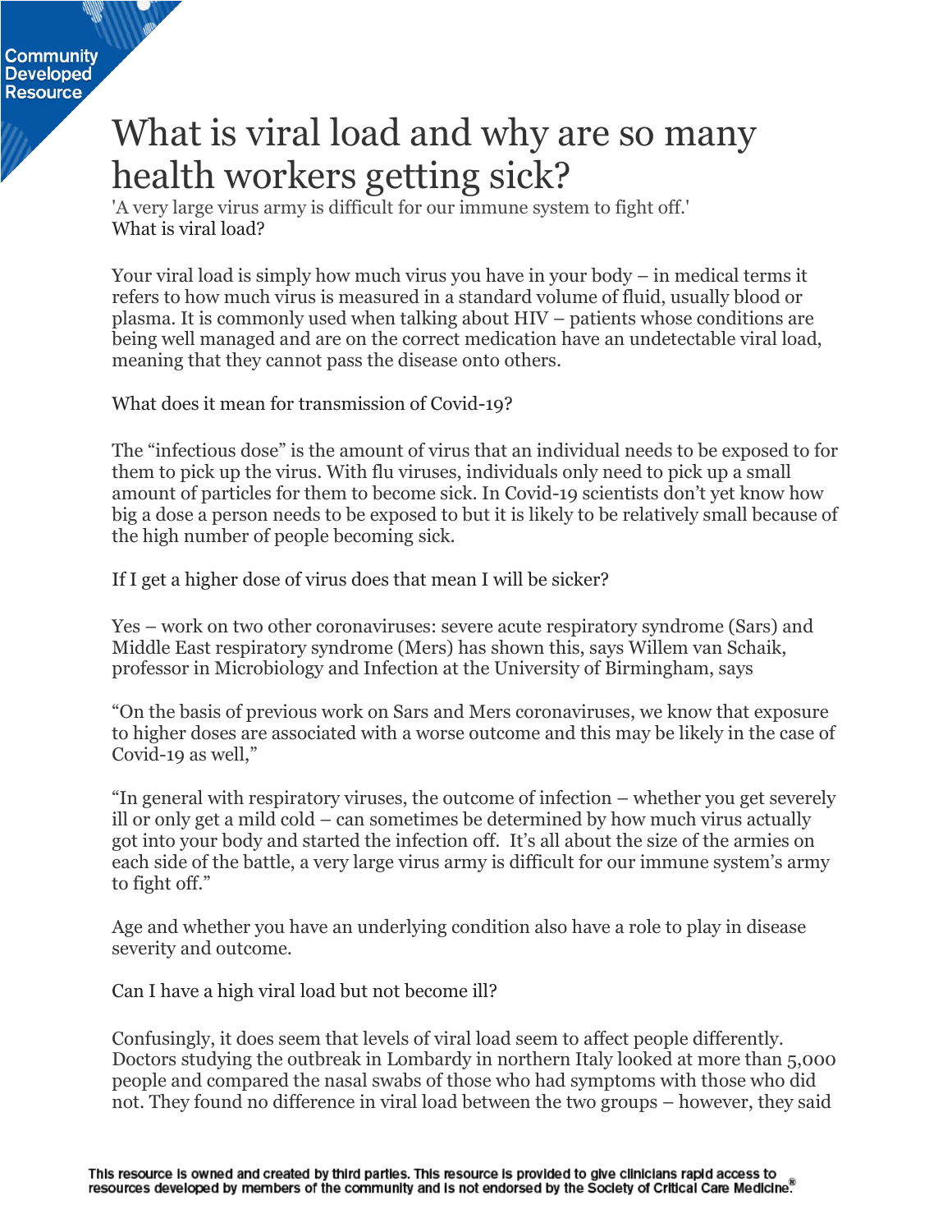# What is viral load and why are so many health workers getting sick?

'A very large virus army is difficult for our immune system to fight off.'

What is viral load?

Your viral load is simply how much virus you have in your body – in medical terms it refers to how much virus is measured in a standard volume of fluid, usually blood or plasma. It is commonly used when talking about HIV – patients whose conditions are being well managed and are on the correct medication have an undetectable viral load, meaning that they cannot pass the disease onto others.

What does it mean for transmission of Covid-19?

The "infectious dose" is the amount of virus that an individual needs to be exposed to for them to pick up the virus. With flu viruses, individuals only need to pick up a small amount of particles for them to become sick. In Covid-19 scientists don't yet know how big a dose a person needs to be exposed to but it is likely to be relatively small because of the high number of people becoming sick.

If I get a higher dose of virus does that mean I will be sicker?

Yes – work on two other coronaviruses: severe acute respiratory syndrome (Sars) and Middle East respiratory syndrome (Mers) has shown this, says Willem van Schaik, professor in Microbiology and Infection at the University of Birmingham, says

"On the basis of previous work on Sars and Mers coronaviruses, we know that exposure to higher doses are associated with a worse outcome and this may be likely in the case of Covid-19 as well,"

"In general with respiratory viruses, the outcome of infection – whether you get severely ill or only get a mild cold – can sometimes be determined by how much virus actually got into your body and started the infection off. It's all about the size of the armies on each side of the battle, a very large virus army is difficult for our immune system's army to fight off."

Age and whether you have an underlying condition also have a role to play in disease severity and outcome.

Can I have a high viral load but not become ill?

Confusingly, it does seem that levels of viral load seem to affect people differently. Doctors studying the outbreak in Lombardy in northern Italy looked at more than 5,000 people and compared the nasal swabs of those who had symptoms with those who did not. They found no difference in viral load between the two groups – however, they said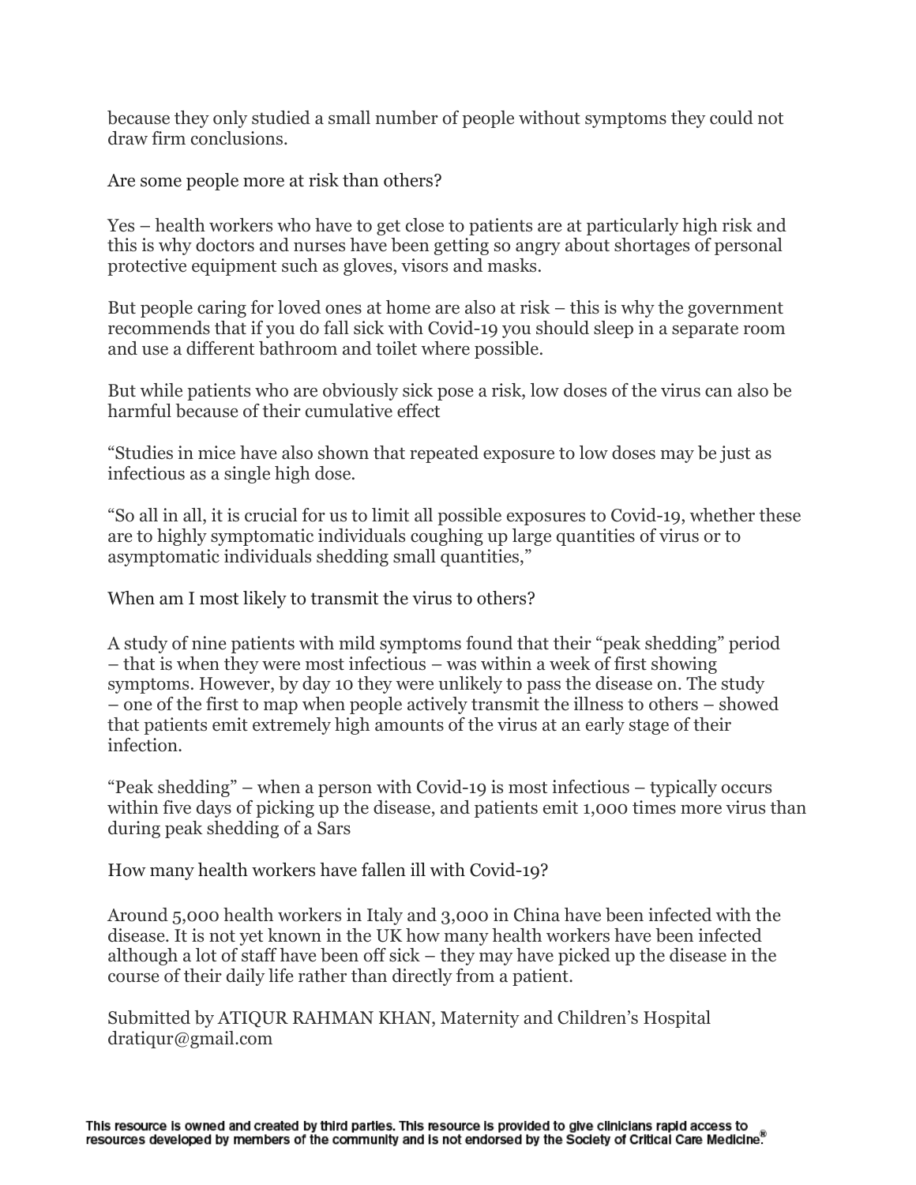because they only studied a small number of people without symptoms they could not draw firm conclusions.

Are some people more at risk than others?

Yes – health workers who have to get close to patients are at particularly high risk and this is why doctors and nurses have been getting so angry about shortages of personal protective equipment such as gloves, visors and masks.

But people caring for loved ones at home are also at risk – this is why the government recommends that if you do fall sick with Covid-19 you should sleep in a separate room and use a different bathroom and toilet where possible.

But while patients who are obviously sick pose a risk, low doses of the virus can also be harmful because of their cumulative effect

“Studies in mice have also shown that repeated exposure to low doses may be just as infectious as a single high dose.

“So all in all, it is crucial for us to limit all possible exposures to Covid-19, whether these are to highly symptomatic individuals coughing up large quantities of virus or to asymptomatic individuals shedding small quantities,”

When am I most likely to transmit the virus to others?

A study of nine patients with mild symptoms found that their “peak shedding” period – that is when they were most infectious – was within a week of first showing symptoms. However, by day 10 they were unlikely to pass the disease on. The study – one of the first to map when people actively transmit the illness to others – showed that patients emit extremely high amounts of the virus at an early stage of their infection.

“Peak shedding” – when a person with Covid-19 is most infectious – typically occurs within five days of picking up the disease, and patients emit 1,000 times more virus than during peak shedding of a Sars

How many health workers have fallen ill with Covid-19?

Around 5,000 health workers in Italy and 3,000 in China have been infected with the disease. It is not yet known in the UK how many health workers have been infected although a lot of staff have been off sick – they may have picked up the disease in the course of their daily life rather than directly from a patient.

Submitted by ATIQUR RAHMAN KHAN, Maternity and Children’s Hospital
dratiqur@gmail.com

This resource is owned and created by third parties. This resource is provided to give clinicians rapid access to resources developed by members of the community and is not endorsed by the Society of Critical Care Medicine®